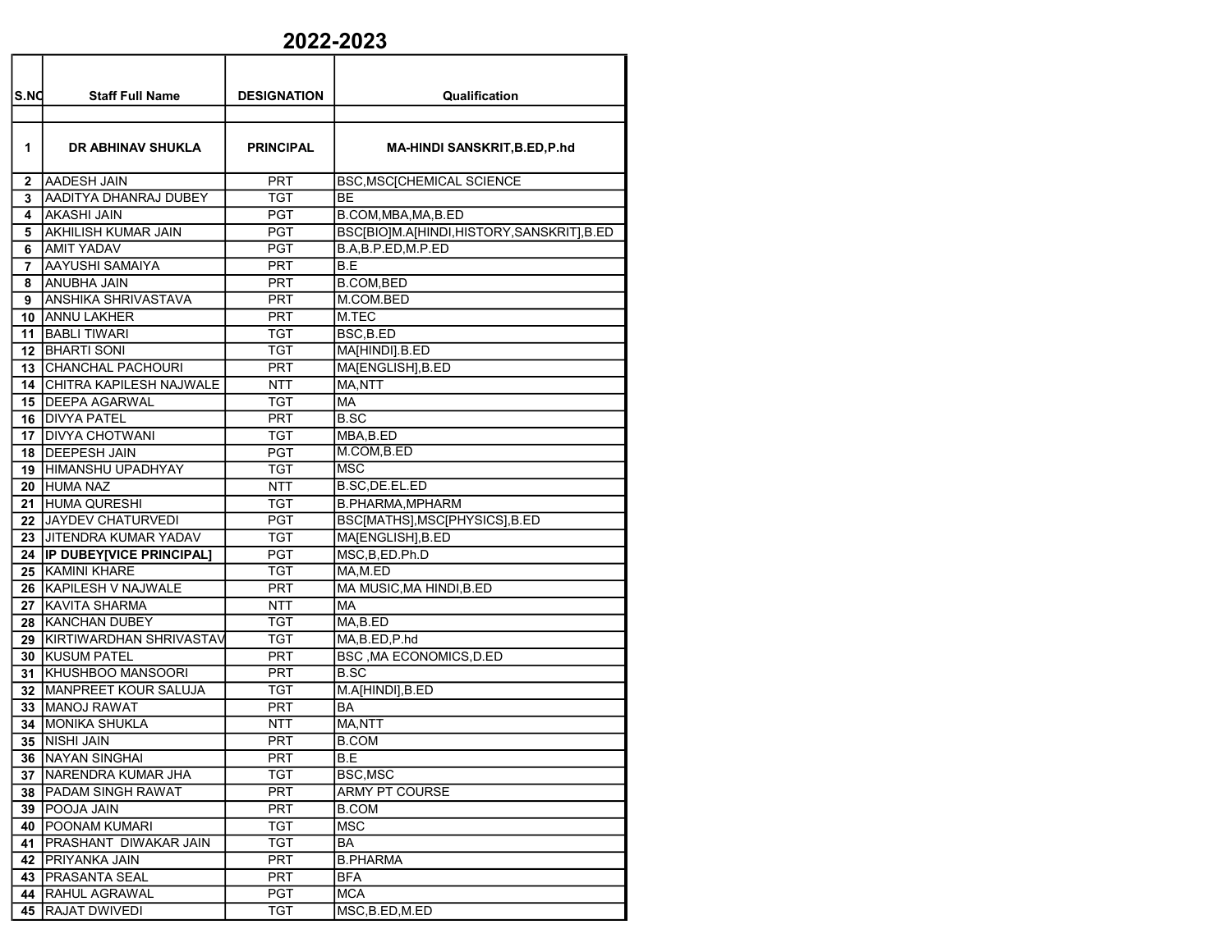# 2022-2023

| S.NO | Staff Full Name | DESIGNATION | Qualification |
|---|---|---|---|
| 1 | **DR ABHINAV SHUKLA** | **PRINCIPAL** | **MA-HINDI SANSKRIT,B.ED,P.hd** |
| 2 | AADESH JAIN | PRT | BSC,MSC[CHEMICAL SCIENCE |
| 3 | AADITYA DHANRAJ DUBEY | TGT | BE |
| 4 | AKASHI JAIN | PGT | B.COM,MBA,MA,B.ED |
| 5 | AKHILISH KUMAR JAIN | PGT | BSC[BIO]M.A[HINDI,HISTORY,SANSKRIT],B.ED |
| 6 | AMIT YADAV | PGT | B.A,B.P.ED,M.P.ED |
| 7 | AAYUSHI SAMAIYA | PRT | B.E |
| 8 | ANUBHA JAIN | PRT | B.COM,BED |
| 9 | ANSHIKA SHRIVASTAVA | PRT | M.COM.BED |
| 10 | ANNU LAKHER | PRT | M.TEC |
| 11 | BABLI TIWARI | TGT | BSC,B.ED |
| 12 | BHARTI SONI | TGT | MA[HINDI].B.ED |
| 13 | CHANCHAL PACHOURI | PRT | MA[ENGLISH],B.ED |
| 14 | CHITRA KAPILESH NAJWALE | NTT | MA,NTT |
| 15 | DEEPA AGARWAL | TGT | MA |
| 16 | DIVYA PATEL | PRT | B.SC |
| 17 | DIVYA CHOTWANI | TGT | MBA,B.ED |
| 18 | DEEPESH JAIN | PGT | M.COM,B.ED |
| 19 | HIMANSHU UPADHYAY | TGT | MSC |
| 20 | HUMA NAZ | NTT | B.SC,DE.EL.ED |
| 21 | HUMA QURESHI | TGT | B.PHARMA,MPHARM |
| 22 | JAYDEV CHATURVEDI | PGT | BSC[MATHS],MSC[PHYSICS],B.ED |
| 23 | JITENDRA KUMAR YADAV | TGT | MA[ENGLISH],B.ED |
| 24 | **IP DUBEY[VICE PRINCIPAL]** | PGT | MSC,B,ED.Ph.D |
| 25 | KAMINI KHARE | TGT | MA,M.ED |
| 26 | KAPILESH V NAJWALE | PRT | MA MUSIC,MA HINDI,B.ED |
| 27 | KAVITA SHARMA | NTT | MA |
| 28 | KANCHAN DUBEY | TGT | MA,B.ED |
| 29 | KIRTIWARDHAN SHRIVASTAV | TGT | MA,B.ED,P.hd |
| 30 | KUSUM PATEL | PRT | BSC ,MA ECONOMICS,D.ED |
| 31 | KHUSHBOO MANSOORI | PRT | B.SC |
| 32 | MANPREET KOUR SALUJA | TGT | M.A[HINDI],B.ED |
| 33 | MANOJ RAWAT | PRT | BA |
| 34 | MONIKA SHUKLA | NTT | MA,NTT |
| 35 | NISHI JAIN | PRT | B.COM |
| 36 | NAYAN SINGHAI | PRT | B.E |
| 37 | NARENDRA KUMAR JHA | TGT | BSC,MSC |
| 38 | PADAM SINGH RAWAT | PRT | ARMY PT COURSE |
| 39 | POOJA JAIN | PRT | B.COM |
| 40 | POONAM KUMARI | TGT | MSC |
| 41 | PRASHANT DIWAKAR JAIN | TGT | BA |
| 42 | PRIYANKA JAIN | PRT | B.PHARMA |
| 43 | PRASANTA SEAL | PRT | BFA |
| 44 | RAHUL AGRAWAL | PGT | MCA |
| 45 | RAJAT DWIVEDI | TGT | MSC,B.ED,M.ED |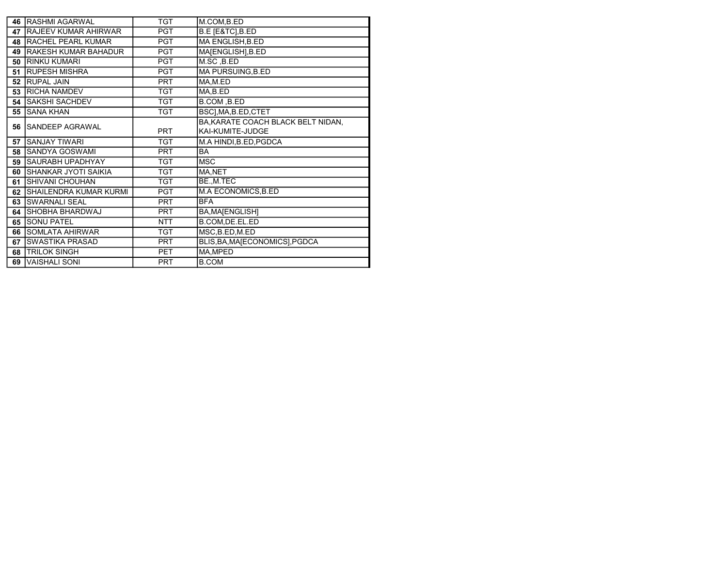| | | | |
|---|---|---|---|
| 46 | RASHMI AGARWAL | TGT | M.COM,B.ED |
| 47 | RAJEEV KUMAR AHIRWAR | PGT | B.E [E&TC],B.ED |
| 48 | RACHEL PEARL KUMAR | PGT | MA ENGLISH,B.ED |
| 49 | RAKESH KUMAR BAHADUR | PGT | MA[ENGLISH],B.ED |
| 50 | RINKU KUMARI | PGT | M.SC ,B.ED |
| 51 | RUPESH MISHRA | PGT | MA PURSUING,B.ED |
| 52 | RUPAL JAIN | PRT | MA,M.ED |
| 53 | RICHA NAMDEV | TGT | MA,B.ED |
| 54 | SAKSHI SACHDEV | TGT | B.COM ,B.ED |
| 55 | SANA KHAN | TGT | BSC],MA,B.ED,CTET |
| 56 | SANDEEP AGRAWAL | PRT | BA,KARATE COACH BLACK BELT NIDAN, KAI-KUMITE-JUDGE |
| 57 | SANJAY TIWARI | TGT | M.A HINDI,B.ED,PGDCA |
| 58 | SANDYA GOSWAMI | PRT | BA |
| 59 | SAURABH UPADHYAY | TGT | MSC |
| 60 | SHANKAR JYOTI SAIKIA | TGT | MA,NET |
| 61 | SHIVANI CHOUHAN | TGT | BE.,M.TEC |
| 62 | SHAILENDRA KUMAR KURMI | PGT | M.A ECONOMICS,B.ED |
| 63 | SWARNALI SEAL | PRT | BFA |
| 64 | SHOBHA BHARDWAJ | PRT | BA,MA[ENGLISH] |
| 65 | SONU PATEL | NTT | B.COM,DE.EL.ED |
| 66 | SOMLATA AHIRWAR | TGT | MSC,B.ED,M.ED |
| 67 | SWASTIKA PRASAD | PRT | BLIS,BA,MA[ECONOMICS],PGDCA |
| 68 | TRILOK SINGH | PET | MA,MPED |
| 69 | VAISHALI SONI | PRT | B.COM |